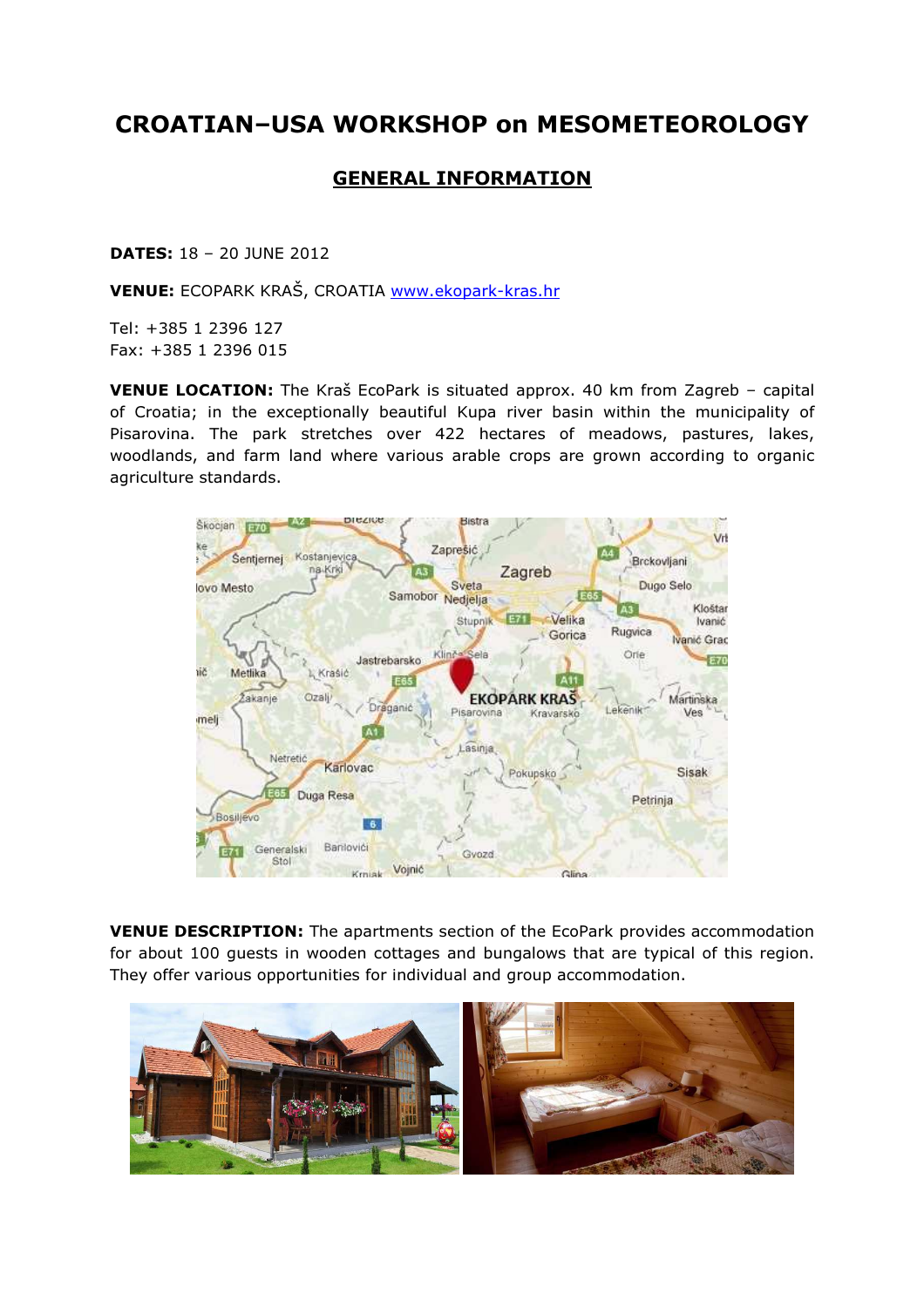# CROATIAN–USA WORKSHOP on MESOMETEOROLOGY

## GENERAL INFORMATION

**DATES:** 18 – 20 JUNE 2012

**VENUE:** ECOPARK KRAŠ, CROATIA www.ekopark-kras.hr

Tel: +385 1 2396 127
Fax: +385 1 2396 015

**VENUE LOCATION:** The Kraš EcoPark is situated approx. 40 km from Zagreb – capital of Croatia; in the exceptionally beautiful Kupa river basin within the municipality of Pisarovina. The park stretches over 422 hectares of meadows, pastures, lakes, woodlands, and farm land where various arable crops are grown according to organic agriculture standards.

**VENUE DESCRIPTION:** The apartments section of the EcoPark provides accommodation for about 100 guests in wooden cottages and bungalows that are typical of this region. They offer various opportunities for individual and group accommodation.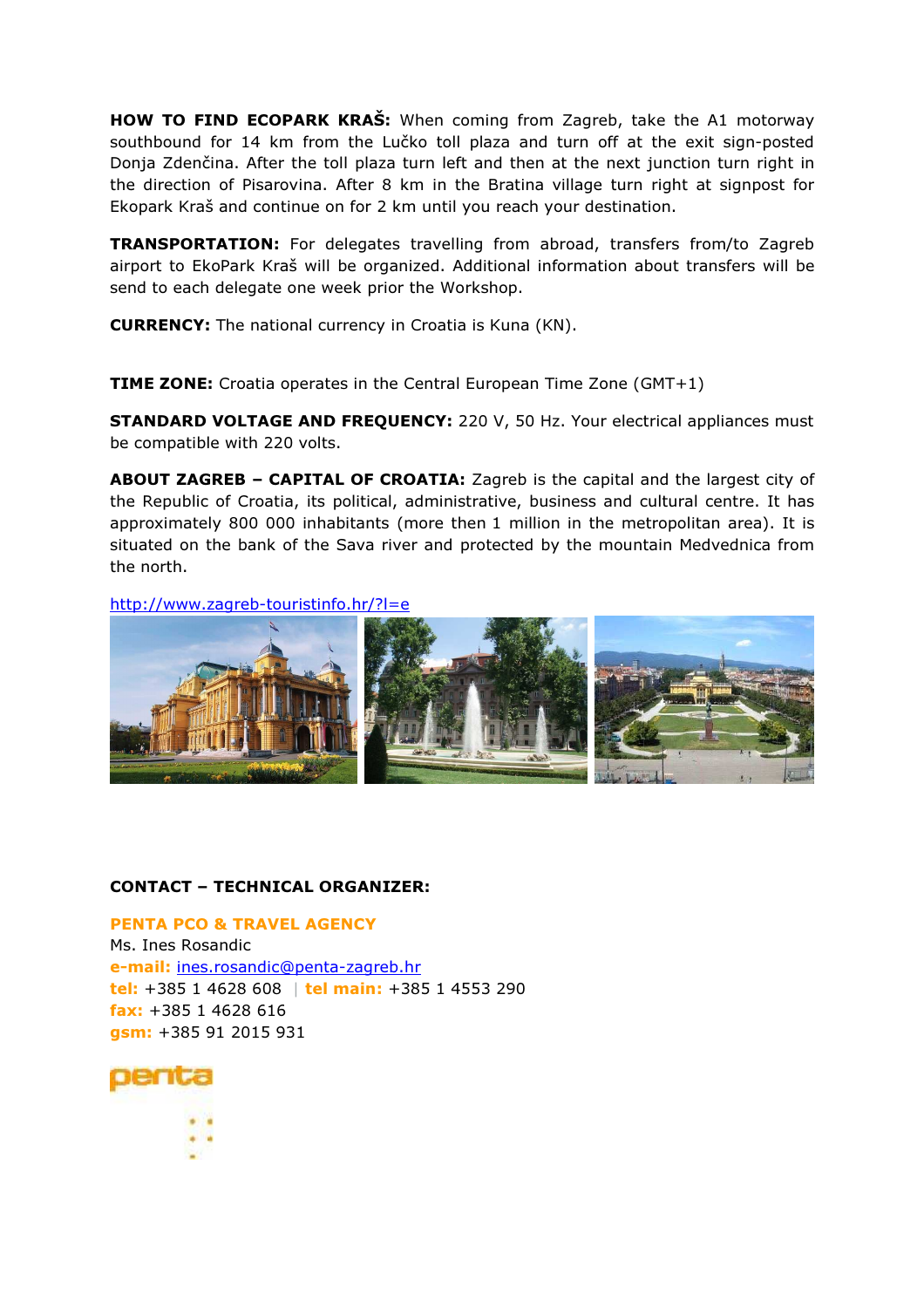**HOW TO FIND ECOPARK KRAŠ:** When coming from Zagreb, take the A1 motorway southbound for 14 km from the Lučko toll plaza and turn off at the exit sign-posted Donja Zdenčina. After the toll plaza turn left and then at the next junction turn right in the direction of Pisarovina. After 8 km in the Bratina village turn right at signpost for Ekopark Kraš and continue on for 2 km until you reach your destination.

**TRANSPORTATION:** For delegates travelling from abroad, transfers from/to Zagreb airport to EkoPark Kraš will be organized. Additional information about transfers will be send to each delegate one week prior the Workshop.

**CURRENCY:** The national currency in Croatia is Kuna (KN).

**TIME ZONE:** Croatia operates in the Central European Time Zone (GMT+1)

**STANDARD VOLTAGE AND FREQUENCY:** 220 V, 50 Hz. Your electrical appliances must be compatible with 220 volts.

**ABOUT ZAGREB – CAPITAL OF CROATIA:** Zagreb is the capital and the largest city of the Republic of Croatia, its political, administrative, business and cultural centre. It has approximately 800 000 inhabitants (more then 1 million in the metropolitan area). It is situated on the bank of the Sava river and protected by the mountain Medvednica from the north.

http://www.zagreb-touristinfo.hr/?l=e

**CONTACT – TECHNICAL ORGANIZER:**

**PENTA PCO & TRAVEL AGENCY**
Ms. Ines Rosandic
**e-mail:** ines.rosandic@penta-zagreb.hr
**tel:** +385 1 4628 608 | **tel main:** +385 1 4553 290
**fax:** +385 1 4628 616
**gsm:** +385 91 2015 931

penta